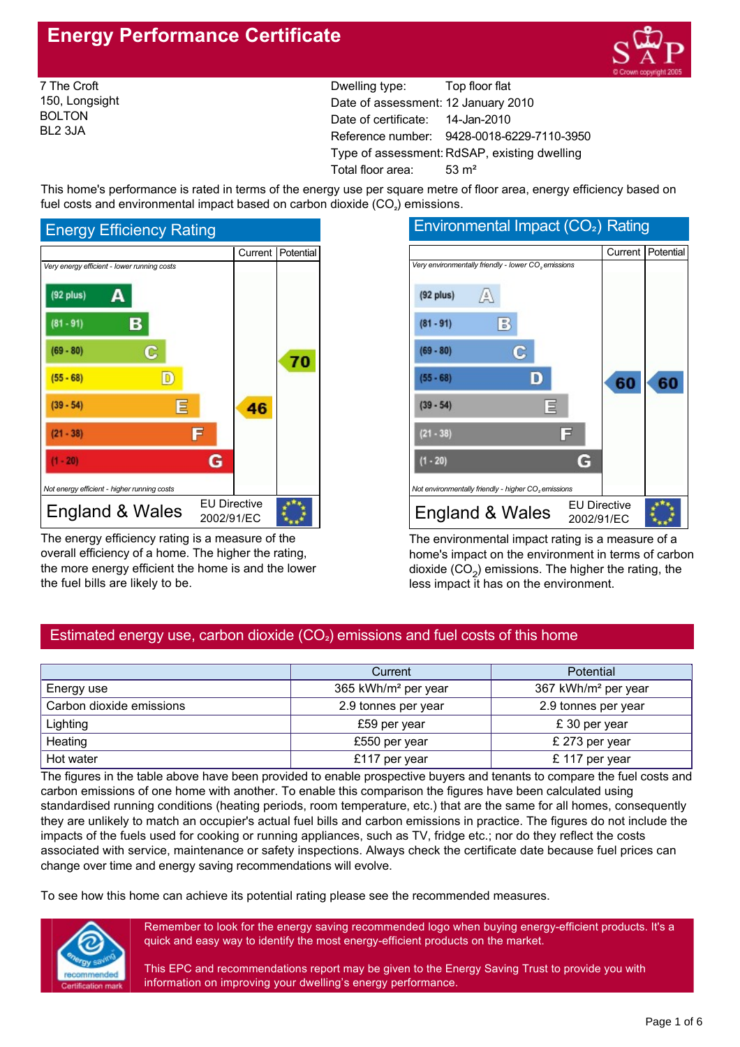# Energy Performance Certificate

7 The Croft
150, Longsight
BOLTON
BL2 3JA

| | |
|---|---|
| Dwelling type: | Top floor flat |
| Date of assessment: | 12 January 2010 |
| Date of certificate: | 14-Jan-2010 |
| Reference number: | 9428-0018-6229-7110-3950 |
| Type of assessment: | RdSAP, existing dwelling |
| Total floor area: | 53 m² |

This home's performance is rated in terms of the energy use per square metre of floor area, energy efficiency based on fuel costs and environmental impact based on carbon dioxide ($CO_2$) emissions.

## Energy Efficiency Rating

| | Current | Potential |
|---|---|---|
| *Very energy efficient - lower running costs* | | |
| (92 plus) A | | |
| (81 - 91) B | | |
| (69 - 80) C | | 70 |
| (55 - 68) D | | |
| (39 - 54) E | 46 | |
| (21 - 38) F | | |
| (1 - 20) G | | |
| *Not energy efficient - higher running costs* | | |

England & Wales — EU Directive 2002/91/EC

The energy efficiency rating is a measure of the overall efficiency of a home. The higher the rating, the more energy efficient the home is and the lower the fuel bills are likely to be.

## Environmental Impact ($CO_2$) Rating

| | Current | Potential |
|---|---|---|
| *Very environmentally friendly - lower $CO_2$ emissions* | | |
| (92 plus) A | | |
| (81 - 91) B | | |
| (69 - 80) C | | |
| (55 - 68) D | 60 | 60 |
| (39 - 54) E | | |
| (21 - 38) F | | |
| (1 - 20) G | | |
| *Not environmentally friendly - higher $CO_2$ emissions* | | |

England & Wales — EU Directive 2002/91/EC

The environmental impact rating is a measure of a home's impact on the environment in terms of carbon dioxide ($CO_2$) emissions. The higher the rating, the less impact it has on the environment.

## Estimated energy use, carbon dioxide ($CO_2$) emissions and fuel costs of this home

| | Current | Potential |
|---|---|---|
| Energy use | 365 kWh/m² per year | 367 kWh/m² per year |
| Carbon dioxide emissions | 2.9 tonnes per year | 2.9 tonnes per year |
| Lighting | £59 per year | £ 30 per year |
| Heating | £550 per year | £ 273 per year |
| Hot water | £117 per year | £ 117 per year |

The figures in the table above have been provided to enable prospective buyers and tenants to compare the fuel costs and carbon emissions of one home with another. To enable this comparison the figures have been calculated using standardised running conditions (heating periods, room temperature, etc.) that are the same for all homes, consequently they are unlikely to match an occupier's actual fuel bills and carbon emissions in practice. The figures do not include the impacts of the fuels used for cooking or running appliances, such as TV, fridge etc.; nor do they reflect the costs associated with service, maintenance or safety inspections. Always check the certificate date because fuel prices can change over time and energy saving recommendations will evolve.

To see how this home can achieve its potential rating please see the recommended measures.

Remember to look for the energy saving recommended logo when buying energy-efficient products. It's a quick and easy way to identify the most energy-efficient products on the market.

This EPC and recommendations report may be given to the Energy Saving Trust to provide you with information on improving your dwelling's energy performance.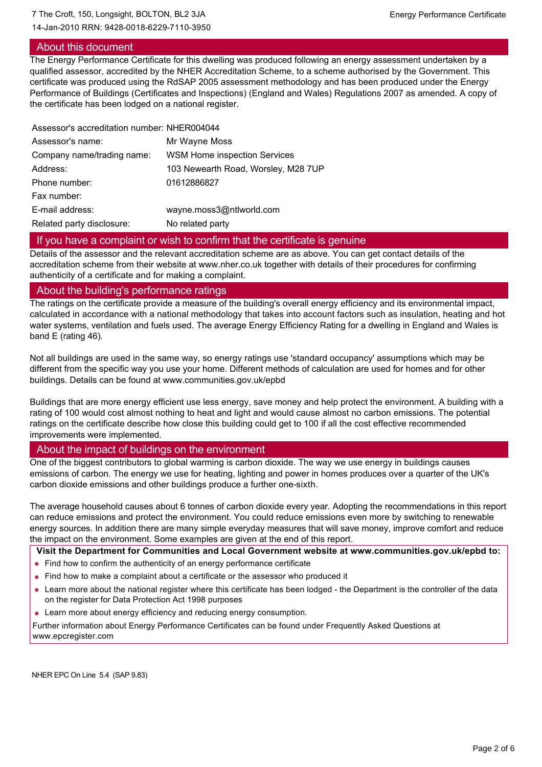## About this document

The Energy Performance Certificate for this dwelling was produced following an energy assessment undertaken by a qualified assessor, accredited by the NHER Accreditation Scheme, to a scheme authorised by the Government. This certificate was produced using the RdSAP 2005 assessment methodology and has been produced under the Energy Performance of Buildings (Certificates and Inspections) (England and Wales) Regulations 2007 as amended. A copy of the certificate has been lodged on a national register.

| | |
|---|---|
| Assessor's accreditation number: | NHER004044 |
| Assessor's name: | Mr Wayne Moss |
| Company name/trading name: | WSM Home inspection Services |
| Address: | 103 Newearth Road, Worsley, M28 7UP |
| Phone number: | 01612886827 |
| Fax number: | |
| E-mail address: | wayne.moss3@ntlworld.com |
| Related party disclosure: | No related party |

## If you have a complaint or wish to confirm that the certificate is genuine

Details of the assessor and the relevant accreditation scheme are as above. You can get contact details of the accreditation scheme from their website at www.nher.co.uk together with details of their procedures for confirming authenticity of a certificate and for making a complaint.

## About the building's performance ratings

The ratings on the certificate provide a measure of the building's overall energy efficiency and its environmental impact, calculated in accordance with a national methodology that takes into account factors such as insulation, heating and hot water systems, ventilation and fuels used. The average Energy Efficiency Rating for a dwelling in England and Wales is band E (rating 46).

Not all buildings are used in the same way, so energy ratings use 'standard occupancy' assumptions which may be different from the specific way you use your home. Different methods of calculation are used for homes and for other buildings. Details can be found at www.communities.gov.uk/epbd

Buildings that are more energy efficient use less energy, save money and help protect the environment. A building with a rating of 100 would cost almost nothing to heat and light and would cause almost no carbon emissions. The potential ratings on the certificate describe how close this building could get to 100 if all the cost effective recommended improvements were implemented.

## About the impact of buildings on the environment

One of the biggest contributors to global warming is carbon dioxide. The way we use energy in buildings causes emissions of carbon. The energy we use for heating, lighting and power in homes produces over a quarter of the UK's carbon dioxide emissions and other buildings produce a further one-sixth.

The average household causes about 6 tonnes of carbon dioxide every year. Adopting the recommendations in this report can reduce emissions and protect the environment. You could reduce emissions even more by switching to renewable energy sources. In addition there are many simple everyday measures that will save money, improve comfort and reduce the impact on the environment. Some examples are given at the end of this report.

**Visit the Department for Communities and Local Government website at www.communities.gov.uk/epbd to:**

- Find how to confirm the authenticity of an energy performance certificate
- Find how to make a complaint about a certificate or the assessor who produced it
- Learn more about the national register where this certificate has been lodged - the Department is the controller of the data on the register for Data Protection Act 1998 purposes
- Learn more about energy efficiency and reducing energy consumption.

Further information about Energy Performance Certificates can be found under Frequently Asked Questions at www.epcregister.com

NHER EPC On Line 5.4 (SAP 9.83)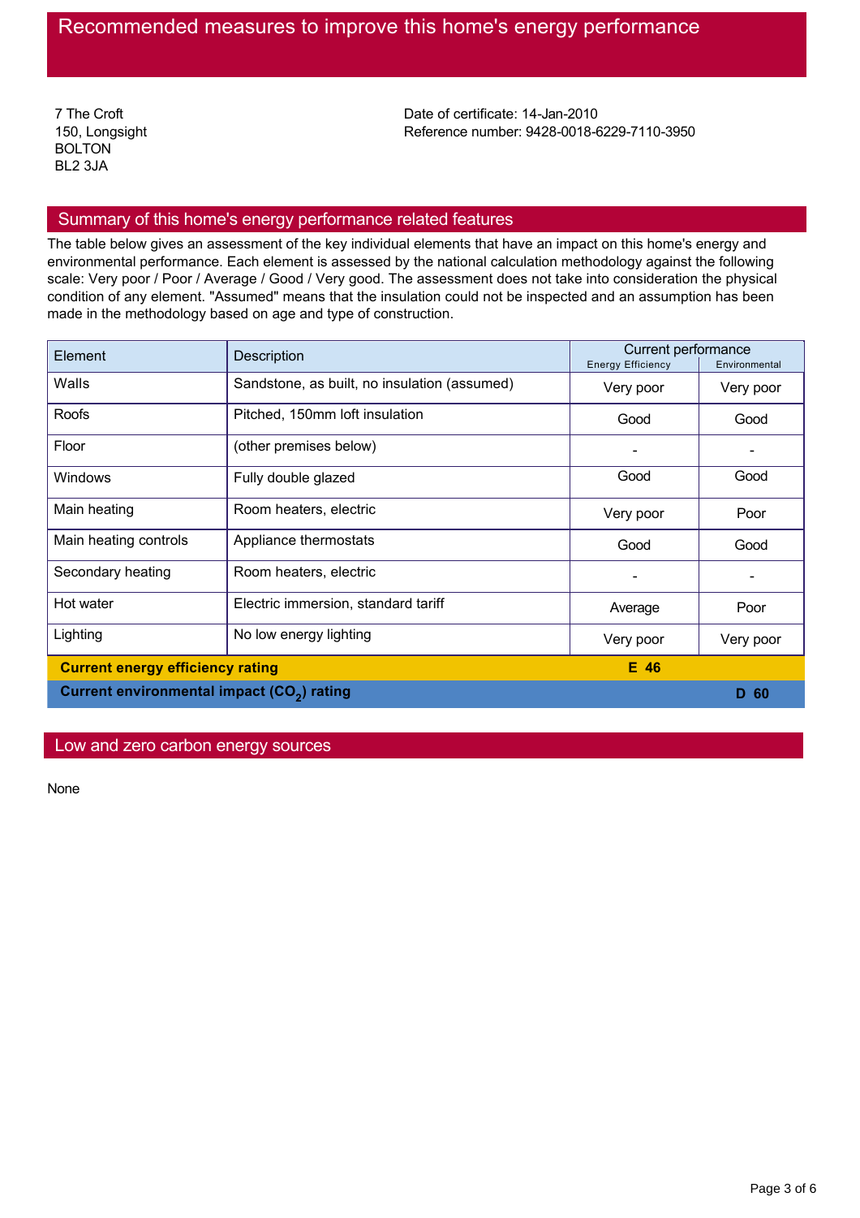# Recommended measures to improve this home's energy performance

7 The Croft
150, Longsight
BOLTON
BL2 3JA

Date of certificate: 14-Jan-2010
Reference number: 9428-0018-6229-7110-3950

## Summary of this home's energy performance related features

The table below gives an assessment of the key individual elements that have an impact on this home's energy and environmental performance. Each element is assessed by the national calculation methodology against the following scale: Very poor / Poor / Average / Good / Very good. The assessment does not take into consideration the physical condition of any element. "Assumed" means that the insulation could not be inspected and an assumption has been made in the methodology based on age and type of construction.

| Element | Description | Current performance | |
|---|---|---|---|
| | | Energy Efficiency | Environmental |
| Walls | Sandstone, as built, no insulation (assumed) | Very poor | Very poor |
| Roofs | Pitched, 150mm loft insulation | Good | Good |
| Floor | (other premises below) | - | - |
| Windows | Fully double glazed | Good | Good |
| Main heating | Room heaters, electric | Very poor | Poor |
| Main heating controls | Appliance thermostats | Good | Good |
| Secondary heating | Room heaters, electric | - | - |
| Hot water | Electric immersion, standard tariff | Average | Poor |
| Lighting | No low energy lighting | Very poor | Very poor |
| **Current energy efficiency rating** | | **E 46** | |
| **Current environmental impact ($CO_2$) rating** | | | **D 60** |

## Low and zero carbon energy sources

None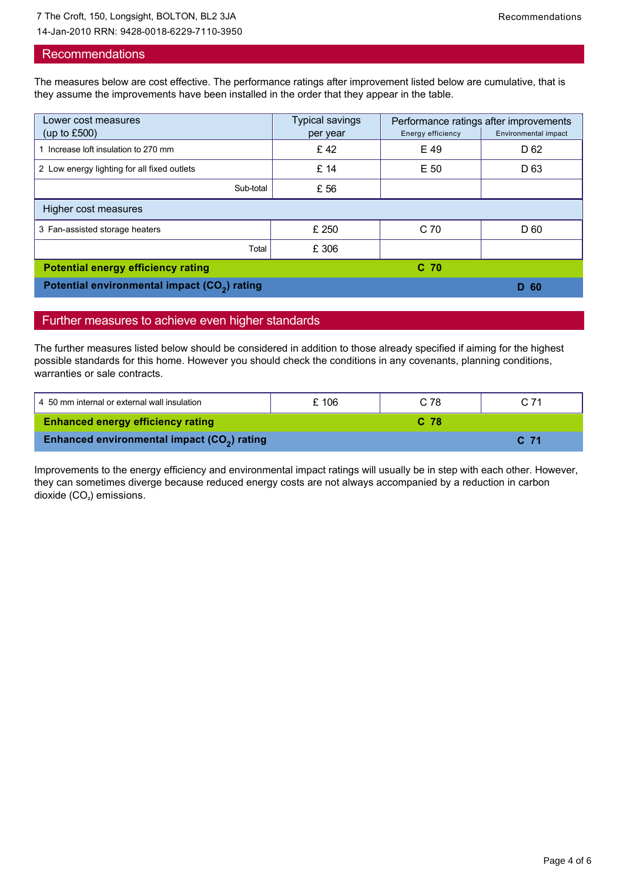## Recommendations

The measures below are cost effective. The performance ratings after improvement listed below are cumulative, that is they assume the improvements have been installed in the order that they appear in the table.

| Lower cost measures (up to £500) | Typical savings per year | Performance ratings after improvements | |
|---|---|---|---|
| | | Energy efficiency | Environmental impact |
| 1 Increase loft insulation to 270 mm | £ 42 | E 49 | D 62 |
| 2 Low energy lighting for all fixed outlets | £ 14 | E 50 | D 63 |
| Sub-total | £ 56 | | |
| **Higher cost measures** | | | |
| 3 Fan-assisted storage heaters | £ 250 | C 70 | D 60 |
| Total | £ 306 | | |
| **Potential energy efficiency rating** | | **C 70** | |
| **Potential environmental impact ($CO_2$) rating** | | | **D 60** |

## Further measures to achieve even higher standards

The further measures listed below should be considered in addition to those already specified if aiming for the highest possible standards for this home. However you should check the conditions in any covenants, planning conditions, warranties or sale contracts.

| Measure | Typical savings per year | Energy efficiency | Environmental impact |
|---|---|---|---|
| 4 50 mm internal or external wall insulation | £ 106 | C 78 | C 71 |
| **Enhanced energy efficiency rating** | | **C 78** | |
| **Enhanced environmental impact ($CO_2$) rating** | | | **C 71** |

Improvements to the energy efficiency and environmental impact ratings will usually be in step with each other. However, they can sometimes diverge because reduced energy costs are not always accompanied by a reduction in carbon dioxide ($CO_2$) emissions.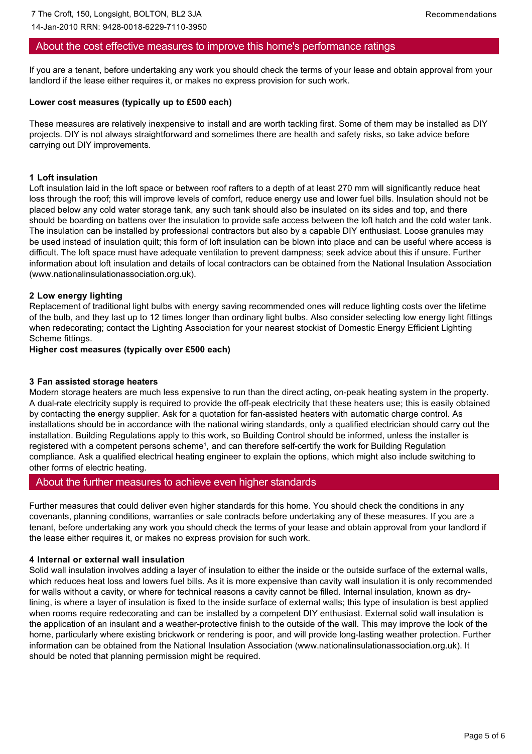## About the cost effective measures to improve this home's performance ratings

If you are a tenant, before undertaking any work you should check the terms of your lease and obtain approval from your landlord if the lease either requires it, or makes no express provision for such work.

**Lower cost measures (typically up to £500 each)**

These measures are relatively inexpensive to install and are worth tackling first. Some of them may be installed as DIY projects. DIY is not always straightforward and sometimes there are health and safety risks, so take advice before carrying out DIY improvements.

**1 Loft insulation**

Loft insulation laid in the loft space or between roof rafters to a depth of at least 270 mm will significantly reduce heat loss through the roof; this will improve levels of comfort, reduce energy use and lower fuel bills. Insulation should not be placed below any cold water storage tank, any such tank should also be insulated on its sides and top, and there should be boarding on battens over the insulation to provide safe access between the loft hatch and the cold water tank. The insulation can be installed by professional contractors but also by a capable DIY enthusiast. Loose granules may be used instead of insulation quilt; this form of loft insulation can be blown into place and can be useful where access is difficult. The loft space must have adequate ventilation to prevent dampness; seek advice about this if unsure. Further information about loft insulation and details of local contractors can be obtained from the National Insulation Association (www.nationalinsulationassociation.org.uk).

**2 Low energy lighting**

Replacement of traditional light bulbs with energy saving recommended ones will reduce lighting costs over the lifetime of the bulb, and they last up to 12 times longer than ordinary light bulbs. Also consider selecting low energy light fittings when redecorating; contact the Lighting Association for your nearest stockist of Domestic Energy Efficient Lighting Scheme fittings.

**Higher cost measures (typically over £500 each)**

**3 Fan assisted storage heaters**

Modern storage heaters are much less expensive to run than the direct acting, on-peak heating system in the property. A dual-rate electricity supply is required to provide the off-peak electricity that these heaters use; this is easily obtained by contacting the energy supplier. Ask for a quotation for fan-assisted heaters with automatic charge control. As installations should be in accordance with the national wiring standards, only a qualified electrician should carry out the installation. Building Regulations apply to this work, so Building Control should be informed, unless the installer is registered with a competent persons scheme[1], and can therefore self-certify the work for Building Regulation compliance. Ask a qualified electrical heating engineer to explain the options, which might also include switching to other forms of electric heating.

## About the further measures to achieve even higher standards

Further measures that could deliver even higher standards for this home. You should check the conditions in any covenants, planning conditions, warranties or sale contracts before undertaking any of these measures. If you are a tenant, before undertaking any work you should check the terms of your lease and obtain approval from your landlord if the lease either requires it, or makes no express provision for such work.

**4 Internal or external wall insulation**

Solid wall insulation involves adding a layer of insulation to either the inside or the outside surface of the external walls, which reduces heat loss and lowers fuel bills. As it is more expensive than cavity wall insulation it is only recommended for walls without a cavity, or where for technical reasons a cavity cannot be filled. Internal insulation, known as dry-lining, is where a layer of insulation is fixed to the inside surface of external walls; this type of insulation is best applied when rooms require redecorating and can be installed by a competent DIY enthusiast. External solid wall insulation is the application of an insulant and a weather-protective finish to the outside of the wall. This may improve the look of the home, particularly where existing brickwork or rendering is poor, and will provide long-lasting weather protection. Further information can be obtained from the National Insulation Association (www.nationalinsulationassociation.org.uk). It should be noted that planning permission might be required.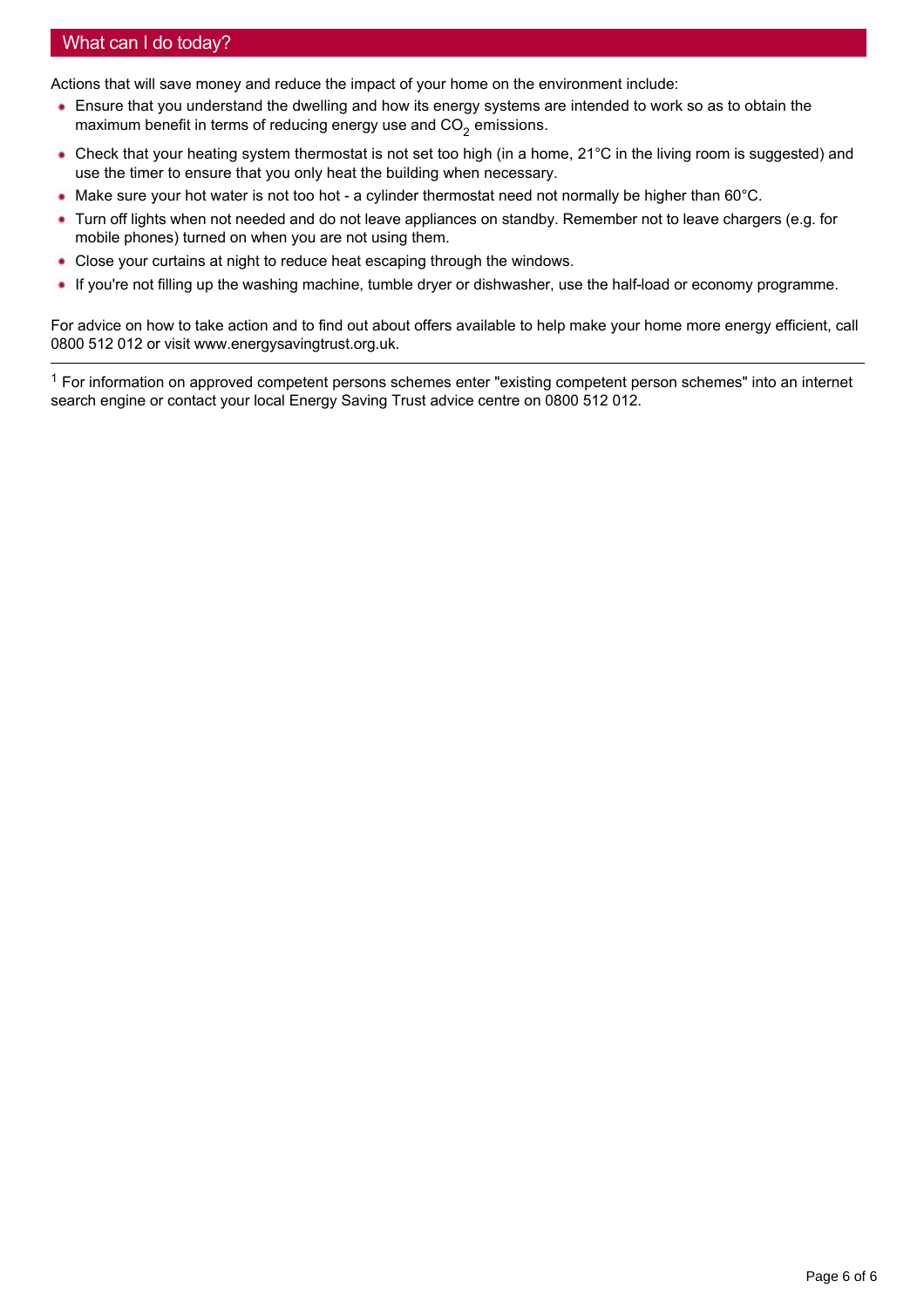## What can I do today?

Actions that will save money and reduce the impact of your home on the environment include:

- Ensure that you understand the dwelling and how its energy systems are intended to work so as to obtain the maximum benefit in terms of reducing energy use and $CO_2$ emissions.
- Check that your heating system thermostat is not set too high (in a home, 21°C in the living room is suggested) and use the timer to ensure that you only heat the building when necessary.
- Make sure your hot water is not too hot - a cylinder thermostat need not normally be higher than 60°C.
- Turn off lights when not needed and do not leave appliances on standby. Remember not to leave chargers (e.g. for mobile phones) turned on when you are not using them.
- Close your curtains at night to reduce heat escaping through the windows.
- If you're not filling up the washing machine, tumble dryer or dishwasher, use the half-load or economy programme.

For advice on how to take action and to find out about offers available to help make your home more energy efficient, call 0800 512 012 or visit www.energysavingtrust.org.uk.

---

[1] For information on approved competent persons schemes enter "existing competent person schemes" into an internet search engine or contact your local Energy Saving Trust advice centre on 0800 512 012.